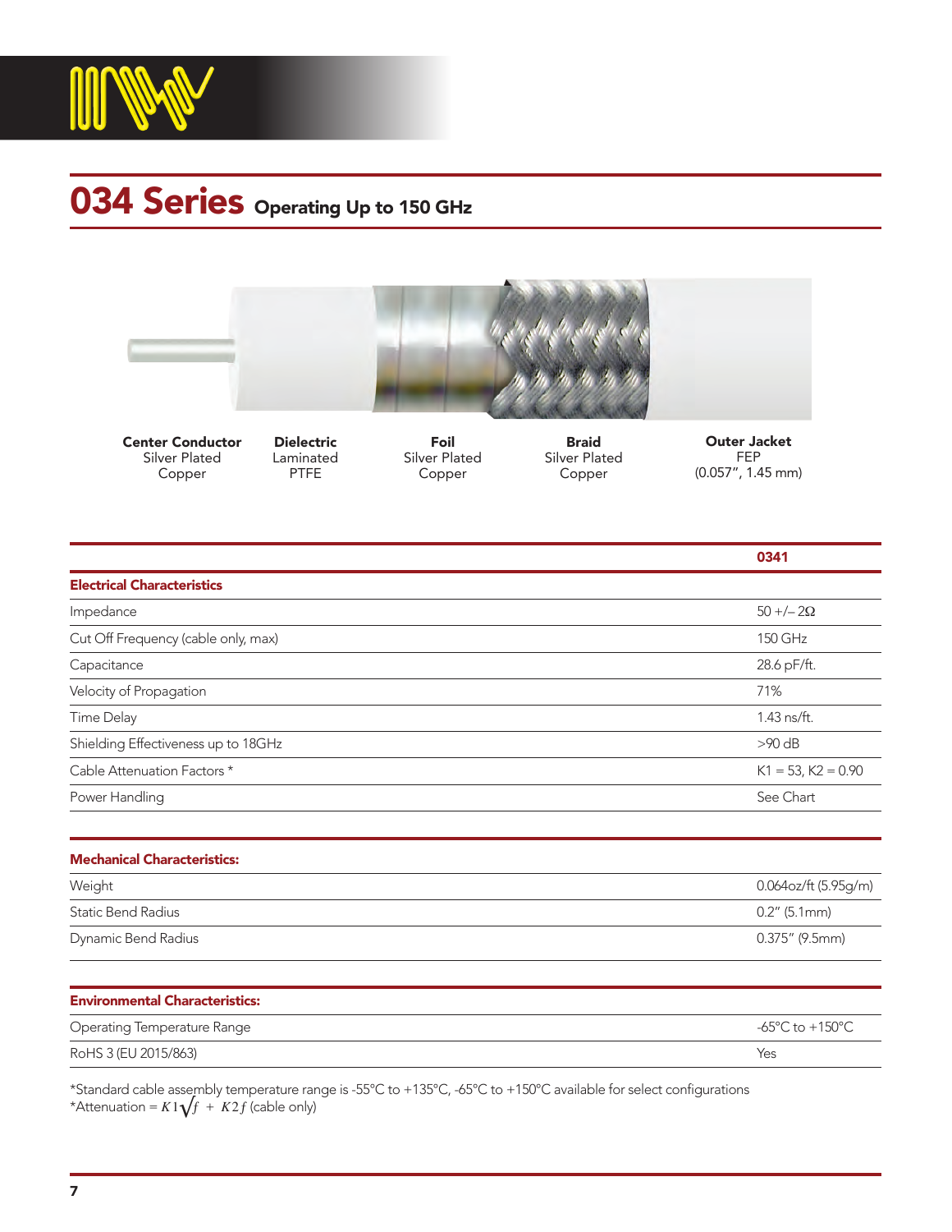# 034 Series Operating Up to 150 GHz

| Center Conductor | Dielectric | Foil | Braid | Outer Jacket |
|---|---|---|---|---|
| Silver Plated Copper | Laminated PTFE | Silver Plated Copper | Silver Plated Copper | FEP (0.057", 1.45 mm) |

| | 0341 |
|---|---|
| **Electrical Characteristics** | |
| Impedance | 50 +/– 2Ω |
| Cut Off Frequency (cable only, max) | 150 GHz |
| Capacitance | 28.6 pF/ft. |
| Velocity of Propagation | 71% |
| Time Delay | 1.43 ns/ft. |
| Shielding Effectiveness up to 18GHz | >90 dB |
| Cable Attenuation Factors * | K1 = 53, K2 = 0.90 |
| Power Handling | See Chart |

| **Mechanical Characteristics:** | |
|---|---|
| Weight | 0.064oz/ft (5.95g/m) |
| Static Bend Radius | 0.2" (5.1mm) |
| Dynamic Bend Radius | 0.375" (9.5mm) |

| **Environmental Characteristics:** | |
|---|---|
| Operating Temperature Range | -65°C to +150°C |
| RoHS 3 (EU 2015/863) | Yes |

*Standard cable assembly temperature range is -55°C to +135°C, -65°C to +150°C available for select configurations
*Attenuation = $K1\sqrt{f} + K2f$ (cable only)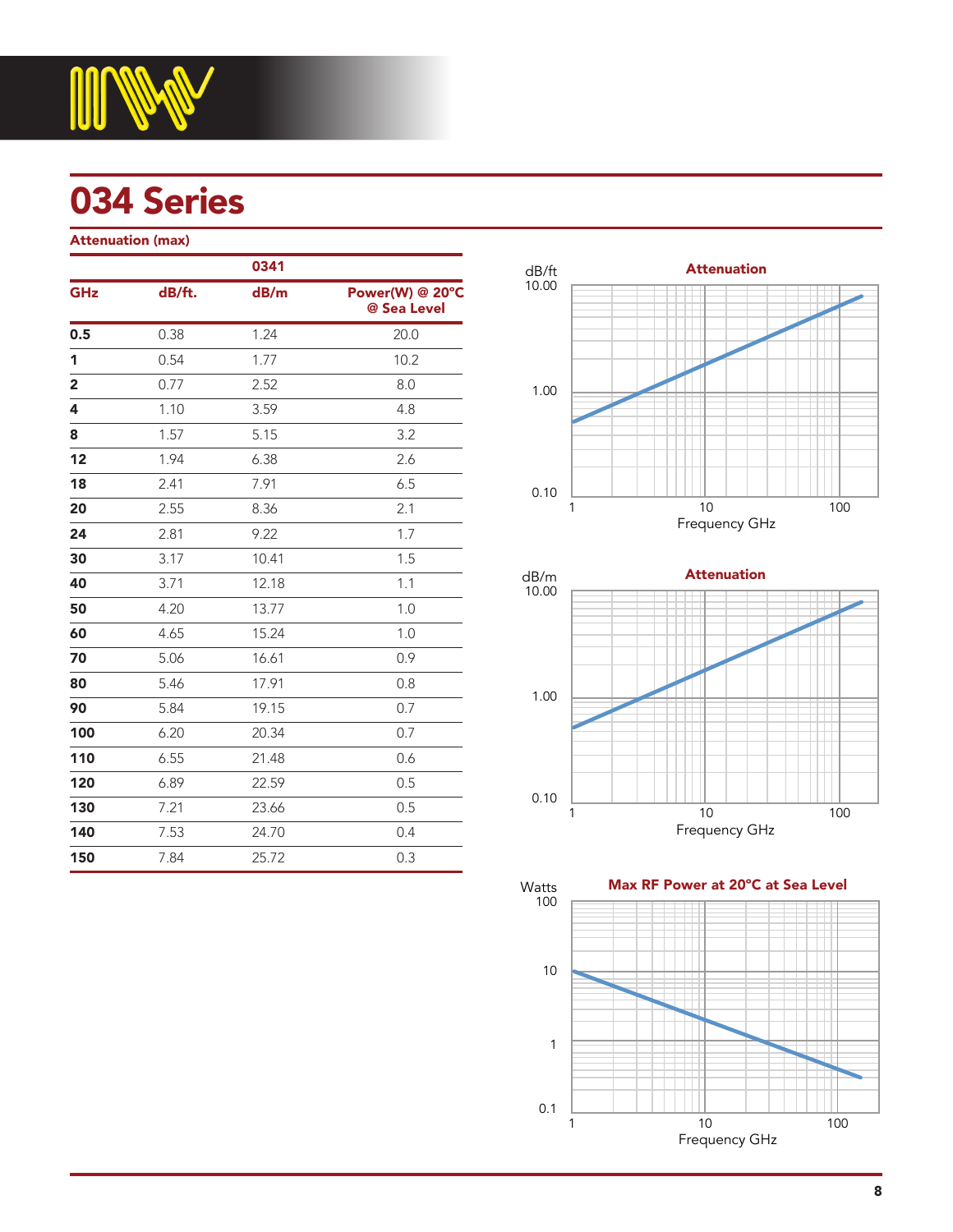# 034 Series

**Attenuation (max)**

| | | 0341 | |
|---|---|---|---|
| **GHz** | **dB/ft.** | **dB/m** | **Power(W) @ 20°C @ Sea Level** |
| **0.5** | 0.38 | 1.24 | 20.0 |
| **1** | 0.54 | 1.77 | 10.2 |
| **2** | 0.77 | 2.52 | 8.0 |
| **4** | 1.10 | 3.59 | 4.8 |
| **8** | 1.57 | 5.15 | 3.2 |
| **12** | 1.94 | 6.38 | 2.6 |
| **18** | 2.41 | 7.91 | 6.5 |
| **20** | 2.55 | 8.36 | 2.1 |
| **24** | 2.81 | 9.22 | 1.7 |
| **30** | 3.17 | 10.41 | 1.5 |
| **40** | 3.71 | 12.18 | 1.1 |
| **50** | 4.20 | 13.77 | 1.0 |
| **60** | 4.65 | 15.24 | 1.0 |
| **70** | 5.06 | 16.61 | 0.9 |
| **80** | 5.46 | 17.91 | 0.8 |
| **90** | 5.84 | 19.15 | 0.7 |
| **100** | 6.20 | 20.34 | 0.7 |
| **110** | 6.55 | 21.48 | 0.6 |
| **120** | 6.89 | 22.59 | 0.5 |
| **130** | 7.21 | 23.66 | 0.5 |
| **140** | 7.53 | 24.70 | 0.4 |
| **150** | 7.84 | 25.72 | 0.3 |

**Attenuation**

dB/ft
10.00
1.00
0.10
1
10
100
Frequency GHz

**Attenuation**

dB/m
10.00
1.00
0.10
1
10
100
Frequency GHz

**Max RF Power at 20°C at Sea Level**

Watts
100
10
1
0.1
1
10
100
Frequency GHz